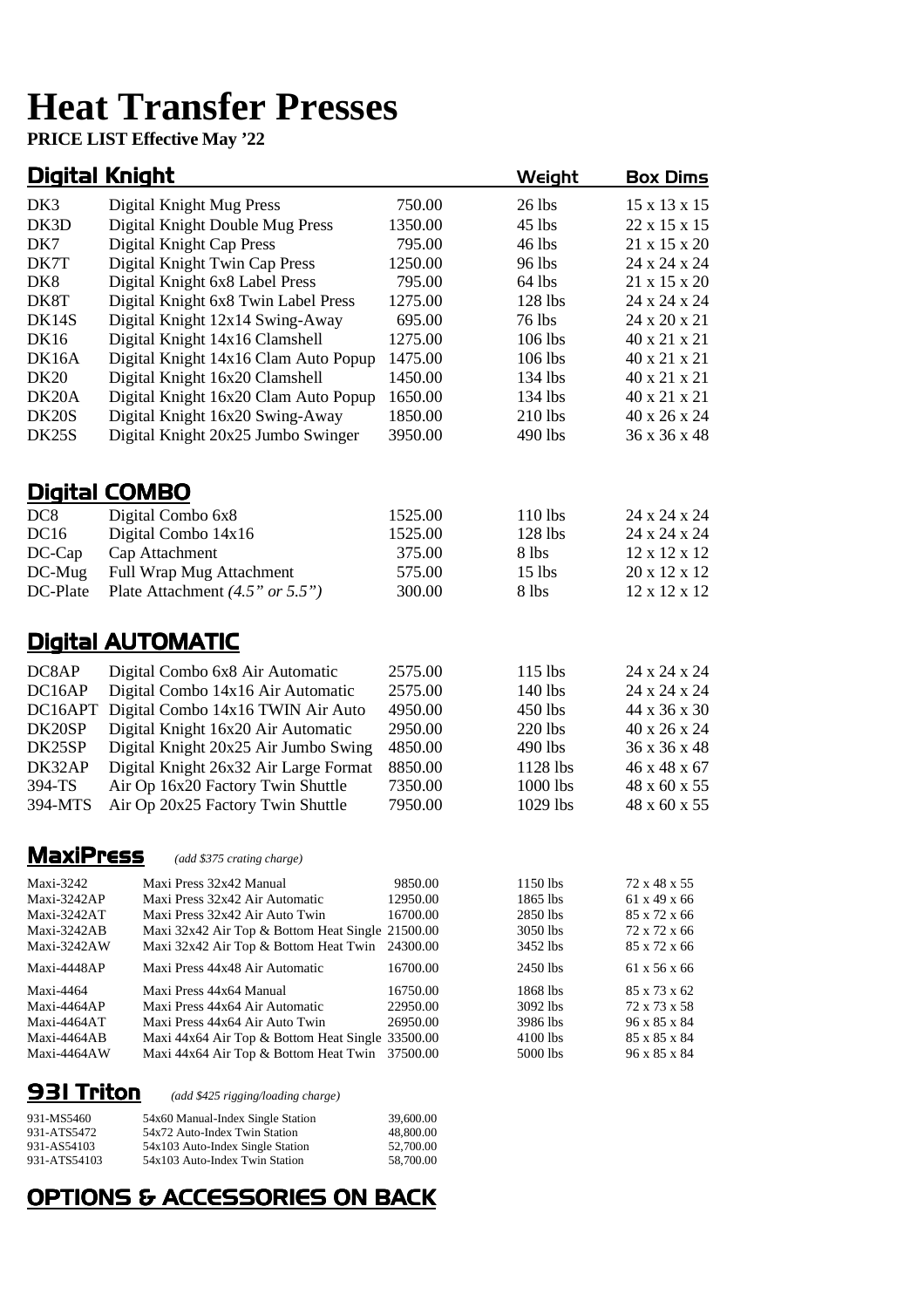# Heat Transfer Presses

**PRICE LIST Effective May '22**

## Digital Knight

| | | | Weight | Box Dims |
|---|---|---|---|---|
| DK3 | Digital Knight Mug Press | 750.00 | 26 lbs | 15 x 13 x 15 |
| DK3D | Digital Knight Double Mug Press | 1350.00 | 45 lbs | 22 x 15 x 15 |
| DK7 | Digital Knight Cap Press | 795.00 | 46 lbs | 21 x 15 x 20 |
| DK7T | Digital Knight Twin Cap Press | 1250.00 | 96 lbs | 24 x 24 x 24 |
| DK8 | Digital Knight 6x8 Label Press | 795.00 | 64 lbs | 21 x 15 x 20 |
| DK8T | Digital Knight 6x8 Twin Label Press | 1275.00 | 128 lbs | 24 x 24 x 24 |
| DK14S | Digital Knight 12x14 Swing-Away | 695.00 | 76 lbs | 24 x 20 x 21 |
| DK16 | Digital Knight 14x16 Clamshell | 1275.00 | 106 lbs | 40 x 21 x 21 |
| DK16A | Digital Knight 14x16 Clam Auto Popup | 1475.00 | 106 lbs | 40 x 21 x 21 |
| DK20 | Digital Knight 16x20 Clamshell | 1450.00 | 134 lbs | 40 x 21 x 21 |
| DK20A | Digital Knight 16x20 Clam Auto Popup | 1650.00 | 134 lbs | 40 x 21 x 21 |
| DK20S | Digital Knight 16x20 Swing-Away | 1850.00 | 210 lbs | 40 x 26 x 24 |
| DK25S | Digital Knight 20x25 Jumbo Swinger | 3950.00 | 490 lbs | 36 x 36 x 48 |

## Digital COMBO

| | | | | |
|---|---|---|---|---|
| DC8 | Digital Combo 6x8 | 1525.00 | 110 lbs | 24 x 24 x 24 |
| DC16 | Digital Combo 14x16 | 1525.00 | 128 lbs | 24 x 24 x 24 |
| DC-Cap | Cap Attachment | 375.00 | 8 lbs | 12 x 12 x 12 |
| DC-Mug | Full Wrap Mug Attachment | 575.00 | 15 lbs | 20 x 12 x 12 |
| DC-Plate | Plate Attachment *(4.5" or 5.5")* | 300.00 | 8 lbs | 12 x 12 x 12 |

## Digital AUTOMATIC

| | | | | |
|---|---|---|---|---|
| DC8AP | Digital Combo 6x8 Air Automatic | 2575.00 | 115 lbs | 24 x 24 x 24 |
| DC16AP | Digital Combo 14x16 Air Automatic | 2575.00 | 140 lbs | 24 x 24 x 24 |
| DC16APT | Digital Combo 14x16 TWIN Air Auto | 4950.00 | 450 lbs | 44 x 36 x 30 |
| DK20SP | Digital Knight 16x20 Air Automatic | 2950.00 | 220 lbs | 40 x 26 x 24 |
| DK25SP | Digital Knight 20x25 Air Jumbo Swing | 4850.00 | 490 lbs | 36 x 36 x 48 |
| DK32AP | Digital Knight 26x32 Air Large Format | 8850.00 | 1128 lbs | 46 x 48 x 67 |
| 394-TS | Air Op 16x20 Factory Twin Shuttle | 7350.00 | 1000 lbs | 48 x 60 x 55 |
| 394-MTS | Air Op 20x25 Factory Twin Shuttle | 7950.00 | 1029 lbs | 48 x 60 x 55 |

## MaxiPress *(add $375 crating charge)*

| | | | | |
|---|---|---|---|---|
| Maxi-3242 | Maxi Press 32x42 Manual | 9850.00 | 1150 lbs | 72 x 48 x 55 |
| Maxi-3242AP | Maxi Press 32x42 Air Automatic | 12950.00 | 1865 lbs | 61 x 49 x 66 |
| Maxi-3242AT | Maxi Press 32x42 Air Auto Twin | 16700.00 | 2850 lbs | 85 x 72 x 66 |
| Maxi-3242AB | Maxi 32x42 Air Top & Bottom Heat Single | 21500.00 | 3050 lbs | 72 x 72 x 66 |
| Maxi-3242AW | Maxi 32x42 Air Top & Bottom Heat Twin | 24300.00 | 3452 lbs | 85 x 72 x 66 |
| Maxi-4448AP | Maxi Press 44x48 Air Automatic | 16700.00 | 2450 lbs | 61 x 56 x 66 |
| Maxi-4464 | Maxi Press 44x64 Manual | 16750.00 | 1868 lbs | 85 x 73 x 62 |
| Maxi-4464AP | Maxi Press 44x64 Air Automatic | 22950.00 | 3092 lbs | 72 x 73 x 58 |
| Maxi-4464AT | Maxi Press 44x64 Air Auto Twin | 26950.00 | 3986 lbs | 96 x 85 x 84 |
| Maxi-4464AB | Maxi 44x64 Air Top & Bottom Heat Single | 33500.00 | 4100 lbs | 85 x 85 x 84 |
| Maxi-4464AW | Maxi 44x64 Air Top & Bottom Heat Twin | 37500.00 | 5000 lbs | 96 x 85 x 84 |

## 931 Triton *(add $425 rigging/loading charge)*

| | | |
|---|---|---|
| 931-MS5460 | 54x60 Manual-Index Single Station | 39,600.00 |
| 931-ATS5472 | 54x72 Auto-Index Twin Station | 48,800.00 |
| 931-AS54103 | 54x103 Auto-Index Single Station | 52,700.00 |
| 931-ATS54103 | 54x103 Auto-Index Twin Station | 58,700.00 |

## OPTIONS & ACCESSORIES ON BACK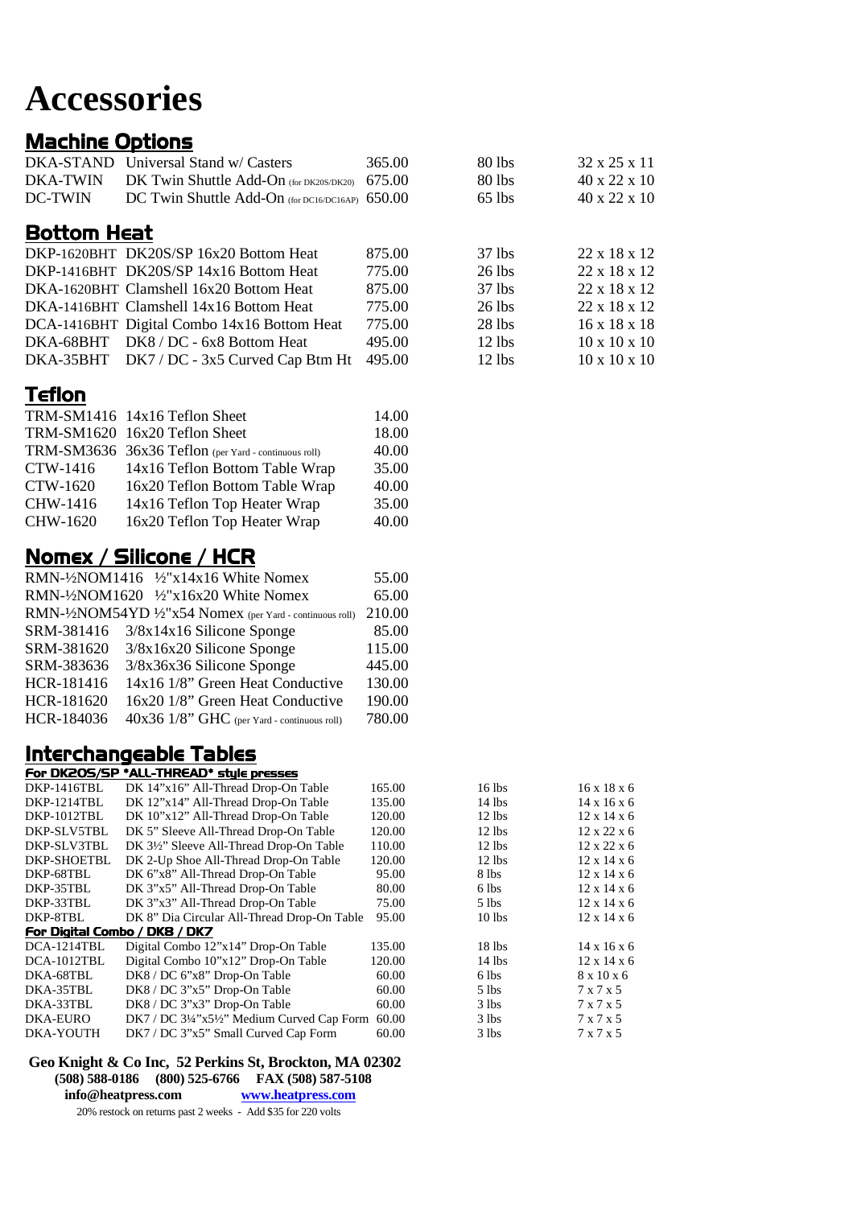# Accessories

## Machine Options

| | | | | |
|---|---|---|---|---|
| DKA-STAND | Universal Stand w/ Casters | 365.00 | 80 lbs | 32 x 25 x 11 |
| DKA-TWIN | DK Twin Shuttle Add-On (for DK20S/DK20) | 675.00 | 80 lbs | 40 x 22 x 10 |
| DC-TWIN | DC Twin Shuttle Add-On (for DC16/DC16AP) | 650.00 | 65 lbs | 40 x 22 x 10 |

## Bottom Heat

| | | | | |
|---|---|---|---|---|
| DKP-1620BHT | DK20S/SP 16x20 Bottom Heat | 875.00 | 37 lbs | 22 x 18 x 12 |
| DKP-1416BHT | DK20S/SP 14x16 Bottom Heat | 775.00 | 26 lbs | 22 x 18 x 12 |
| DKA-1620BHT | Clamshell 16x20 Bottom Heat | 875.00 | 37 lbs | 22 x 18 x 12 |
| DKA-1416BHT | Clamshell 14x16 Bottom Heat | 775.00 | 26 lbs | 22 x 18 x 12 |
| DCA-1416BHT | Digital Combo 14x16 Bottom Heat | 775.00 | 28 lbs | 16 x 18 x 18 |
| DKA-68BHT | DK8 / DC - 6x8 Bottom Heat | 495.00 | 12 lbs | 10 x 10 x 10 |
| DKA-35BHT | DK7 / DC - 3x5 Curved Cap Btm Ht | 495.00 | 12 lbs | 10 x 10 x 10 |

## Teflon

| | | |
|---|---|---|
| TRM-SM1416 | 14x16 Teflon Sheet | 14.00 |
| TRM-SM1620 | 16x20 Teflon Sheet | 18.00 |
| TRM-SM3636 | 36x36 Teflon (per Yard - continuous roll) | 40.00 |
| CTW-1416 | 14x16 Teflon Bottom Table Wrap | 35.00 |
| CTW-1620 | 16x20 Teflon Bottom Table Wrap | 40.00 |
| CHW-1416 | 14x16 Teflon Top Heater Wrap | 35.00 |
| CHW-1620 | 16x20 Teflon Top Heater Wrap | 40.00 |

## Nomex / Silicone / HCR

| | | |
|---|---|---|
| RMN-½NOM1416 | ½"x14x16 White Nomex | 55.00 |
| RMN-½NOM1620 | ½"x16x20 White Nomex | 65.00 |
| RMN-½NOM54YD | ½"x54 Nomex (per Yard - continuous roll) | 210.00 |
| SRM-381416 | 3/8x14x16 Silicone Sponge | 85.00 |
| SRM-381620 | 3/8x16x20 Silicone Sponge | 115.00 |
| SRM-383636 | 3/8x36x36 Silicone Sponge | 445.00 |
| HCR-181416 | 14x16 1/8" Green Heat Conductive | 130.00 |
| HCR-181620 | 16x20 1/8" Green Heat Conductive | 190.00 |
| HCR-184036 | 40x36 1/8" GHC (per Yard - continuous roll) | 780.00 |

## Interchangeable Tables

### For DK20S/SP *ALL-THREAD* style presses

| | | | | |
|---|---|---|---|---|
| DKP-1416TBL | DK 14"x16" All-Thread Drop-On Table | 165.00 | 16 lbs | 16 x 18 x 6 |
| DKP-1214TBL | DK 12"x14" All-Thread Drop-On Table | 135.00 | 14 lbs | 14 x 16 x 6 |
| DKP-1012TBL | DK 10"x12" All-Thread Drop-On Table | 120.00 | 12 lbs | 12 x 14 x 6 |
| DKP-SLV5TBL | DK 5" Sleeve All-Thread Drop-On Table | 120.00 | 12 lbs | 12 x 22 x 6 |
| DKP-SLV3TBL | DK 3½" Sleeve All-Thread Drop-On Table | 110.00 | 12 lbs | 12 x 22 x 6 |
| DKP-SHOETBL | DK 2-Up Shoe All-Thread Drop-On Table | 120.00 | 12 lbs | 12 x 14 x 6 |
| DKP-68TBL | DK 6"x8" All-Thread Drop-On Table | 95.00 | 8 lbs | 12 x 14 x 6 |
| DKP-35TBL | DK 3"x5" All-Thread Drop-On Table | 80.00 | 6 lbs | 12 x 14 x 6 |
| DKP-33TBL | DK 3"x3" All-Thread Drop-On Table | 75.00 | 5 lbs | 12 x 14 x 6 |
| DKP-8TBL | DK 8" Dia Circular All-Thread Drop-On Table | 95.00 | 10 lbs | 12 x 14 x 6 |

### For Digital Combo / DK8 / DK7

| | | | | |
|---|---|---|---|---|
| DCA-1214TBL | Digital Combo 12"x14" Drop-On Table | 135.00 | 18 lbs | 14 x 16 x 6 |
| DCA-1012TBL | Digital Combo 10"x12" Drop-On Table | 120.00 | 14 lbs | 12 x 14 x 6 |
| DKA-68TBL | DK8 / DC 6"x8" Drop-On Table | 60.00 | 6 lbs | 8 x 10 x 6 |
| DKA-35TBL | DK8 / DC 3"x5" Drop-On Table | 60.00 | 5 lbs | 7 x 7 x 5 |
| DKA-33TBL | DK8 / DC 3"x3" Drop-On Table | 60.00 | 3 lbs | 7 x 7 x 5 |
| DKA-EURO | DK7 / DC 3¼"x5½" Medium Curved Cap Form | 60.00 | 3 lbs | 7 x 7 x 5 |
| DKA-YOUTH | DK7 / DC 3"x5" Small Curved Cap Form | 60.00 | 3 lbs | 7 x 7 x 5 |

**Geo Knight & Co Inc, 52 Perkins St, Brockton, MA 02302**
**(508) 588-0186 (800) 525-6766 FAX (508) 587-5108**
**info@heatpress.com www.heatpress.com**

20% restock on returns past 2 weeks - Add $35 for 220 volts